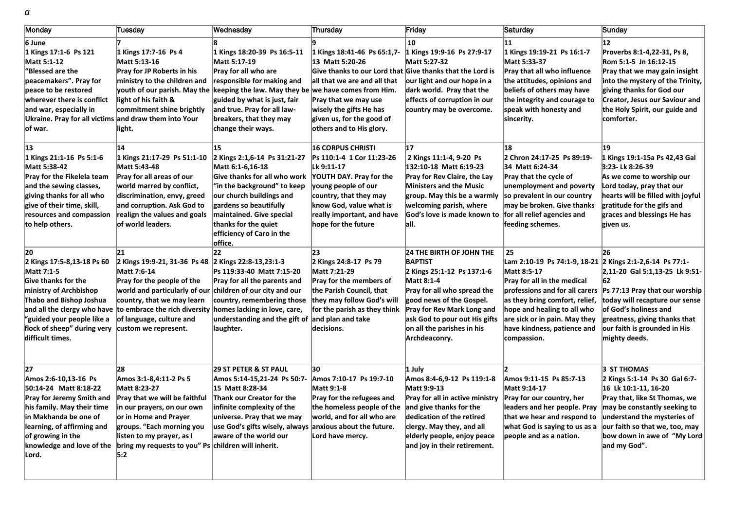*a*

| Monday | Tuesday | Wednesday | Thursday | Friday | Saturday | Sunday |
|---|---|---|---|---|---|---|
| **6 June**<br>**1 Kings 17:1-6 Ps 121 Matt 5:1-12**<br>**"Blessed are the peacemakers". Pray for peace to be restored wherever there is conflict and war, especially in Ukraine. Pray for all victims of war.** | **7**<br>**1 Kings 17:7-16 Ps 4 Matt 5:13-16**<br>**Pray for JP Roberts in his ministry to the children and youth of our parish. May the light of his faith & commitment shine brightly and draw them into Your light.** | **8**<br>**1 Kings 18:20-39 Ps 16:5-11 Matt 5:17-19**<br>**Pray for all who are responsible for making and keeping the law. May they be guided by what is just, fair and true. Pray for all law-breakers, that they may change their ways.** | **9**<br>**1 Kings 18:41-46 Ps 65:1,7-13 Matt 5:20-26**<br>**Give thanks to our Lord that all that we are and all that we have comes from Him. Pray that we may use wisely the gifts He has given us, for the good of others and to His glory.** | **10**<br>**1 Kings 19:9-16 Ps 27:9-17 Matt 5:27-32**<br>**Give thanks that the Lord is our light and our hope in a dark world. Pray that the effects of corruption in our country may be overcome.** | **11**<br>**1 Kings 19:19-21 Ps 16:1-7 Matt 5:33-37**<br>**Pray that all who influence the attitudes, opinions and beliefs of others may have the integrity and courage to speak with honesty and sincerity.** | **12**<br>**Proverbs 8:1-4,22-31, Ps 8, Rom 5:1-5 Jn 16:12-15**<br>**Pray that we may gain insight into the mystery of the Trinity, giving thanks for God our Creator, Jesus our Saviour and the Holy Spirit, our guide and comforter.** |
| **13**<br>**1 Kings 21:1-16 Ps 5:1-6 Matt 5:38-42**<br>**Pray for the Fikelela team and the sewing classes, giving thanks for all who give of their time, skill, resources and compassion to help others.** | **14**<br>**1 Kings 21:17-29 Ps 51:1-10 Matt 5:43-48**<br>**Pray for all areas of our world marred by conflict, discrimination, envy, greed and corruption. Ask God to realign the values and goals of world leaders.** | **15**<br>**2 Kings 2:1,6-14 Ps 31:21-27 Matt 6:1-6,16-18**<br>**Give thanks for all who work "in the background" to keep our church buildings and gardens so beautifully maintained. Give special thanks for the quiet efficiency of Caro in the office.** | **16 CORPUS CHRISTI**<br>**Ps 110:1-4 1 Cor 11:23-26 Lk 9:11-17**<br>**YOUTH DAY. Pray for the young people of our country, that they may know God, value what is really important, and have hope for the future** | **17**<br>**2 Kings 11:1-4, 9-20 Ps 132:10-18 Matt 6:19-23**<br>**Pray for Rev Claire, the Lay Ministers and the Music group. May this be a warmly welcoming parish, where God's love is made known to all.** | **18**<br>**2 Chron 24:17-25 Ps 89:19-34 Matt 6:24-34**<br>**Pray that the cycle of unemployment and poverty so prevalent in our country may be broken. Give thanks for all relief agencies and feeding schemes.** | **19**<br>**1 Kings 19:1-15a Ps 42,43 Gal 3:23- Lk 8:26-39**<br>**As we come to worship our Lord today, pray that our hearts will be filled with joyful gratitude for the gifs and graces and blessings He has given us.** |
| **20**<br>**2 Kings 17:5-8,13-18 Ps 60 Matt 7:1-5**<br>**Give thanks for the ministry of Archbishop Thabo and Bishop Joshua and all the clergy who have "guided your people like a flock of sheep" during very difficult times.** | **21**<br>**2 Kings 19:9-21, 31-36 Ps 48 Matt 7:6-14**<br>**Pray for the people of the world and particularly of our country, that we may learn to embrace the rich diversity of language, culture and custom we represent.** | **22**<br>**2 Kings 22:8-13,23:1-3 Ps 119:33-40 Matt 7:15-20**<br>**Pray for all the parents and children of our city and our country, remembering those homes lacking in love, care, understanding and the gift of laughter.** | **23**<br>**2 Kings 24:8-17 Ps 79 Matt 7:21-29**<br>**Pray for the members of the Parish Council, that they may follow God's will for the parish as they think and plan and take decisions.** | **24 THE BIRTH OF JOHN THE BAPTIST**<br>**2 Kings 25:1-12 Ps 137:1-6 Matt 8:1-4**<br>**Pray for all who spread the good news of the Gospel. Pray for Rev Mark Long and ask God to pour out His gifts on all the parishes in his Archdeaconry.** | **25**<br>**Lam 2:10-19 Ps 74:1-9, 18-21 Matt 8:5-17**<br>**Pray for all in the medical professions and for all carers as they bring comfort, relief, hope and healing to all who are sick or in pain. May they have kindness, patience and compassion.** | **26**<br>**2 Kings 2:1-2,6-14 Ps 77:1-2,11-20 Gal 5:1,13-25 Lk 9:51-62**<br>**Ps 77:13 Pray that our worship today will recapture our sense of God's holiness and greatness, giving thanks that our faith is grounded in His mighty deeds.** |
| **27**<br>**Amos 2:6-10,13-16 Ps 50:14-24 Matt 8:18-22**<br>**Pray for Jeremy Smith and his family. May their time in Makhanda be one of learning, of affirming and of growing in the knowledge and love of the Lord.** | **28**<br>**Amos 3:1-8,4:11-2 Ps 5 Matt 8:23-27**<br>**Pray that we will be faithful in our prayers, on our own or in Home and Prayer groups. "Each morning you listen to my prayer, as I bring my requests to you" Ps 5:2** | **29 ST PETER & ST PAUL**<br>**Amos 5:14-15,21-24 Ps 50:7-15 Matt 8:28-34**<br>**Thank our Creator for the infinite complexity of the universe. Pray that we may use God's gifts wisely, always aware of the world our children will inherit.** | **30**<br>**Amos 7:10-17 Ps 19:7-10 Matt 9:1-8**<br>**Pray for the refugees and the homeless people of the world, and for all who are anxious about the future. Lord have mercy.** | **1 July**<br>**Amos 8:4-6,9-12 Ps 119:1-8 Matt 9:9-13**<br>**Pray for all in active ministry and give thanks for the dedication of the retired clergy. May they, and all elderly people, enjoy peace and joy in their retirement.** | **2**<br>**Amos 9:11-15 Ps 85:7-13 Matt 9:14-17**<br>**Pray for our country, her leaders and her people. Pray that we hear and respond to what God is saying to us as a people and as a nation.** | **3 ST THOMAS**<br>**2 Kings 5:1-14 Ps 30 Gal 6:7-16 Lk 10:1-11, 16-20**<br>**Pray that, like St Thomas, we may be constantly seeking to understand the mysteries of our faith so that we, too, may bow down in awe of "My Lord and my God".** |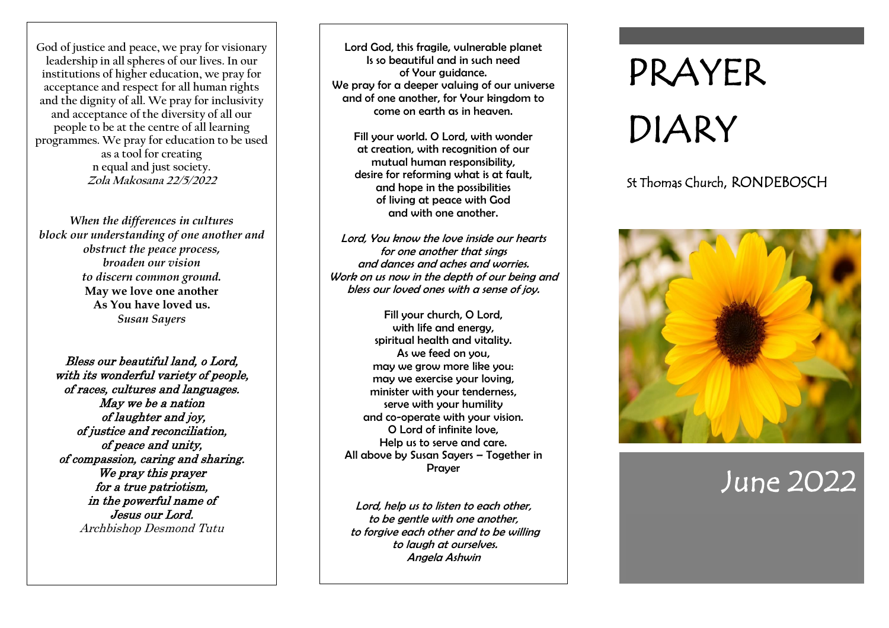God of justice and peace, we pray for visionary leadership in all spheres of our lives. In our institutions of higher education, we pray for acceptance and respect for all human rights and the dignity of all. We pray for inclusivity and acceptance of the diversity of all our people to be at the centre of all learning programmes. We pray for education to be used as a tool for creating n equal and just society.
*Zola Makosana 22/5/2022*

*When the differences in cultures*
*block our understanding of one another and*
*obstruct the peace process,*
*broaden our vision*
*to discern common ground.*
**May we love one another**
**As You have loved us.**
*Susan Sayers*

*Bless our beautiful land, o Lord,*
*with its wonderful variety of people,*
*of races, cultures and languages.*
*May we be a nation*
*of laughter and joy,*
*of justice and reconciliation,*
*of peace and unity,*
*of compassion, caring and sharing.*
*We pray this prayer*
*for a true patriotism,*
*in the powerful name of*
*Jesus our Lord.*
*Archbishop Desmond Tutu*

Lord God, this fragile, vulnerable planet
Is so beautiful and in such need
of Your guidance.
We pray for a deeper valuing of our universe
and of one another, for Your kingdom to
come on earth as in heaven.

Fill your world. O Lord, with wonder
at creation, with recognition of our
mutual human responsibility,
desire for reforming what is at fault,
and hope in the possibilities
of living at peace with God
and with one another.

*Lord, You know the love inside our hearts*
*for one another that sings*
*and dances and aches and worries.*
*Work on us now in the depth of our being and*
*bless our loved ones with a sense of joy.*

Fill your church, O Lord,
with life and energy,
spiritual health and vitality.
As we feed on you,
may we grow more like you:
may we exercise your loving,
minister with your tenderness,
serve with your humility
and co-operate with your vision.
O Lord of infinite love,
Help us to serve and care.
All above by Susan Sayers – Together in Prayer

*Lord, help us to listen to each other,*
*to be gentle with one another,*
*to forgive each other and to be willing*
*to laugh at ourselves.*
*Angela Ashwin*

# PRAYER DIARY

St Thomas Church, RONDEBOSCH

June 2022